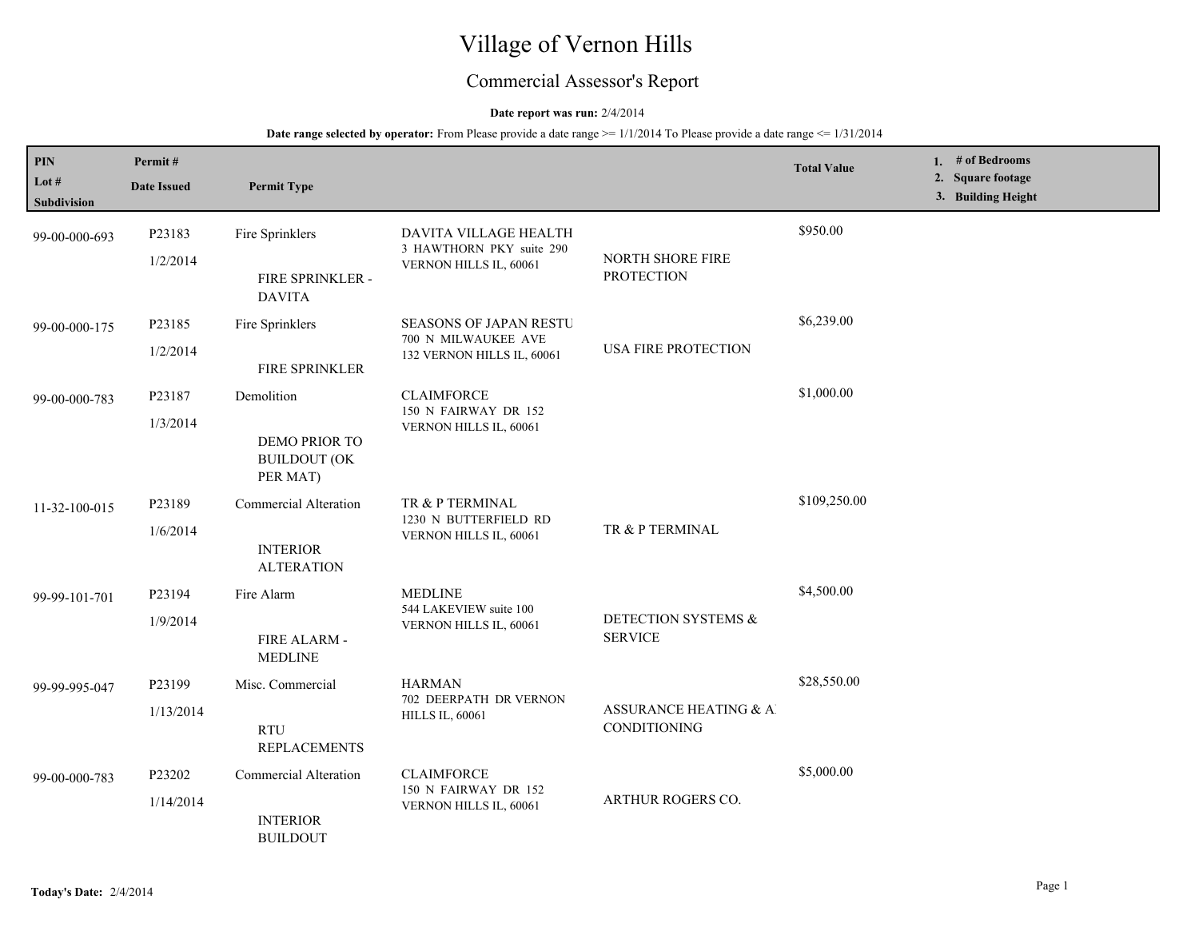# Village of Vernon Hills

## Commercial Assessor's Report

**Date report was run:** 2/4/2014

**Date range selected by operator:** From Please provide a date range >= 1/1/2014 To Please provide a date range <= 1/31/2014

| PIN / Lot # / Subdivision | Permit # / Date Issued | Permit Type | | | Total Value | 1. # of Bedrooms 2. Square footage 3. Building Height |
|---|---|---|---|---|---|---|
| 99-00-000-693 | P23183 1/2/2014 | Fire Sprinklers FIRE SPRINKLER - DAVITA | DAVITA VILLAGE HEALTH 3 HAWTHORN PKY suite 290 VERNON HILLS IL, 60061 | NORTH SHORE FIRE PROTECTION | $950.00 | |
| 99-00-000-175 | P23185 1/2/2014 | Fire Sprinklers FIRE SPRINKLER | SEASONS OF JAPAN RESTU 700 N MILWAUKEE AVE 132 VERNON HILLS IL, 60061 | USA FIRE PROTECTION | $6,239.00 | |
| 99-00-000-783 | P23187 1/3/2014 | Demolition DEMO PRIOR TO BUILDOUT (OK PER MAT) | CLAIMFORCE 150 N FAIRWAY DR 152 VERNON HILLS IL, 60061 | | $1,000.00 | |
| 11-32-100-015 | P23189 1/6/2014 | Commercial Alteration INTERIOR ALTERATION | TR & P TERMINAL 1230 N BUTTERFIELD RD VERNON HILLS IL, 60061 | TR & P TERMINAL | $109,250.00 | |
| 99-99-101-701 | P23194 1/9/2014 | Fire Alarm FIRE ALARM - MEDLINE | MEDLINE 544 LAKEVIEW suite 100 VERNON HILLS IL, 60061 | DETECTION SYSTEMS & SERVICE | $4,500.00 | |
| 99-99-995-047 | P23199 1/13/2014 | Misc. Commercial RTU REPLACEMENTS | HARMAN 702 DEERPATH DR VERNON HILLS IL, 60061 | ASSURANCE HEATING & A CONDITIONING | $28,550.00 | |
| 99-00-000-783 | P23202 1/14/2014 | Commercial Alteration INTERIOR BUILDOUT | CLAIMFORCE 150 N FAIRWAY DR 152 VERNON HILLS IL, 60061 | ARTHUR ROGERS CO. | $5,000.00 | |

**Today's Date:** 2/4/2014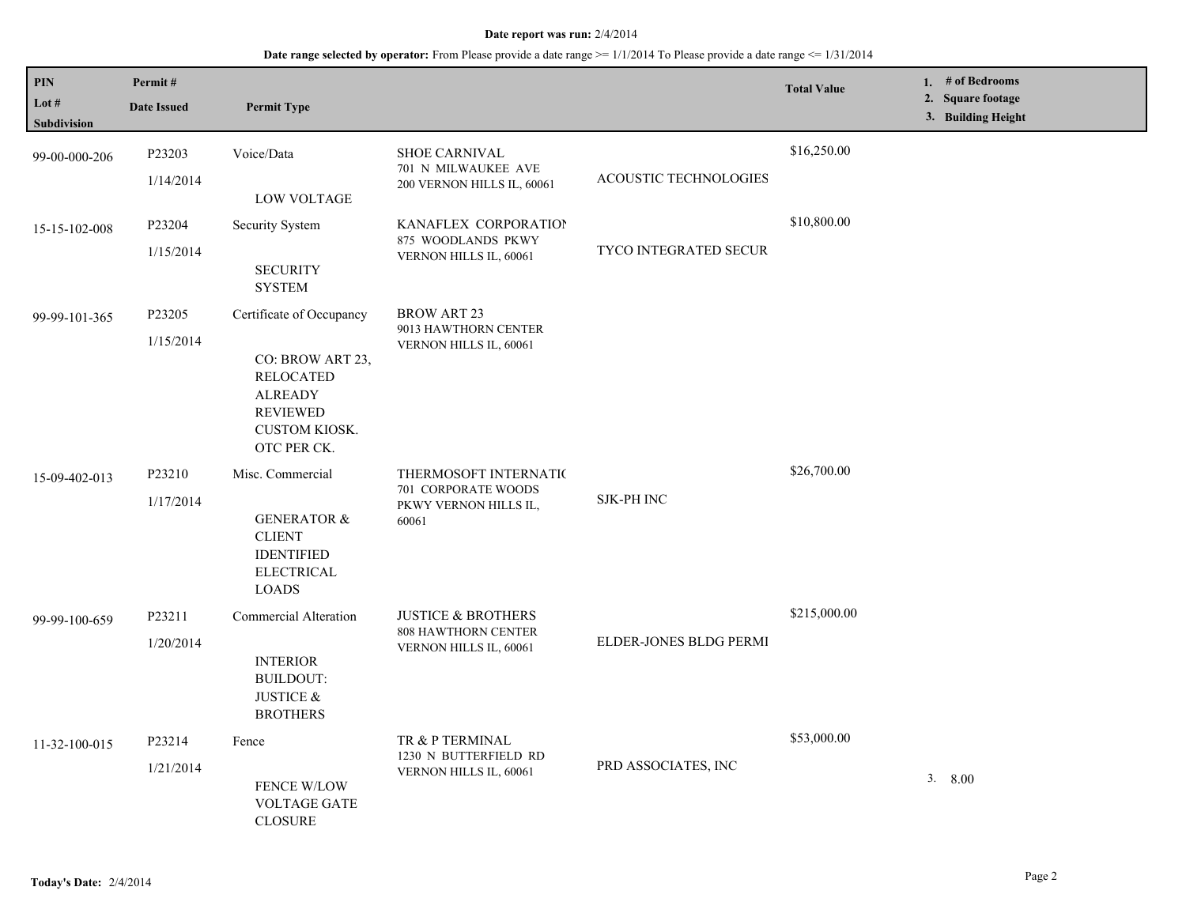**Date report was run:** 2/4/2014

**Date range selected by operator:** From Please provide a date range >= 1/1/2014 To Please provide a date range <= 1/31/2014

| PIN / Lot # / Subdivision | Permit # / Date Issued | Permit Type | | | Total Value | 1. # of Bedrooms 2. Square footage 3. Building Height |
|---|---|---|---|---|---|---|
| 99-00-000-206 | P23203 1/14/2014 | Voice/Data LOW VOLTAGE | SHOE CARNIVAL 701 N MILWAUKEE AVE 200 VERNON HILLS IL, 60061 | ACOUSTIC TECHNOLOGIES | $16,250.00 | |
| 15-15-102-008 | P23204 1/15/2014 | Security System SECURITY SYSTEM | KANAFLEX CORPORATION 875 WOODLANDS PKWY VERNON HILLS IL, 60061 | TYCO INTEGRATED SECUR | $10,800.00 | |
| 99-99-101-365 | P23205 1/15/2014 | Certificate of Occupancy CO: BROW ART 23, RELOCATED ALREADY REVIEWED CUSTOM KIOSK. OTC PER CK. | BROW ART 23 9013 HAWTHORN CENTER VERNON HILLS IL, 60061 | | | |
| 15-09-402-013 | P23210 1/17/2014 | Misc. Commercial GENERATOR & CLIENT IDENTIFIED ELECTRICAL LOADS | THERMOSOFT INTERNATIC 701 CORPORATE WOODS PKWY VERNON HILLS IL, 60061 | SJK-PH INC | $26,700.00 | |
| 99-99-100-659 | P23211 1/20/2014 | Commercial Alteration INTERIOR BUILDOUT: JUSTICE & BROTHERS | JUSTICE & BROTHERS 808 HAWTHORN CENTER VERNON HILLS IL, 60061 | ELDER-JONES BLDG PERMI | $215,000.00 | |
| 11-32-100-015 | P23214 1/21/2014 | Fence FENCE W/LOW VOLTAGE GATE CLOSURE | TR & P TERMINAL 1230 N BUTTERFIELD RD VERNON HILLS IL, 60061 | PRD ASSOCIATES, INC | $53,000.00 | 3. 8.00 |

**Today's Date:** 2/4/2014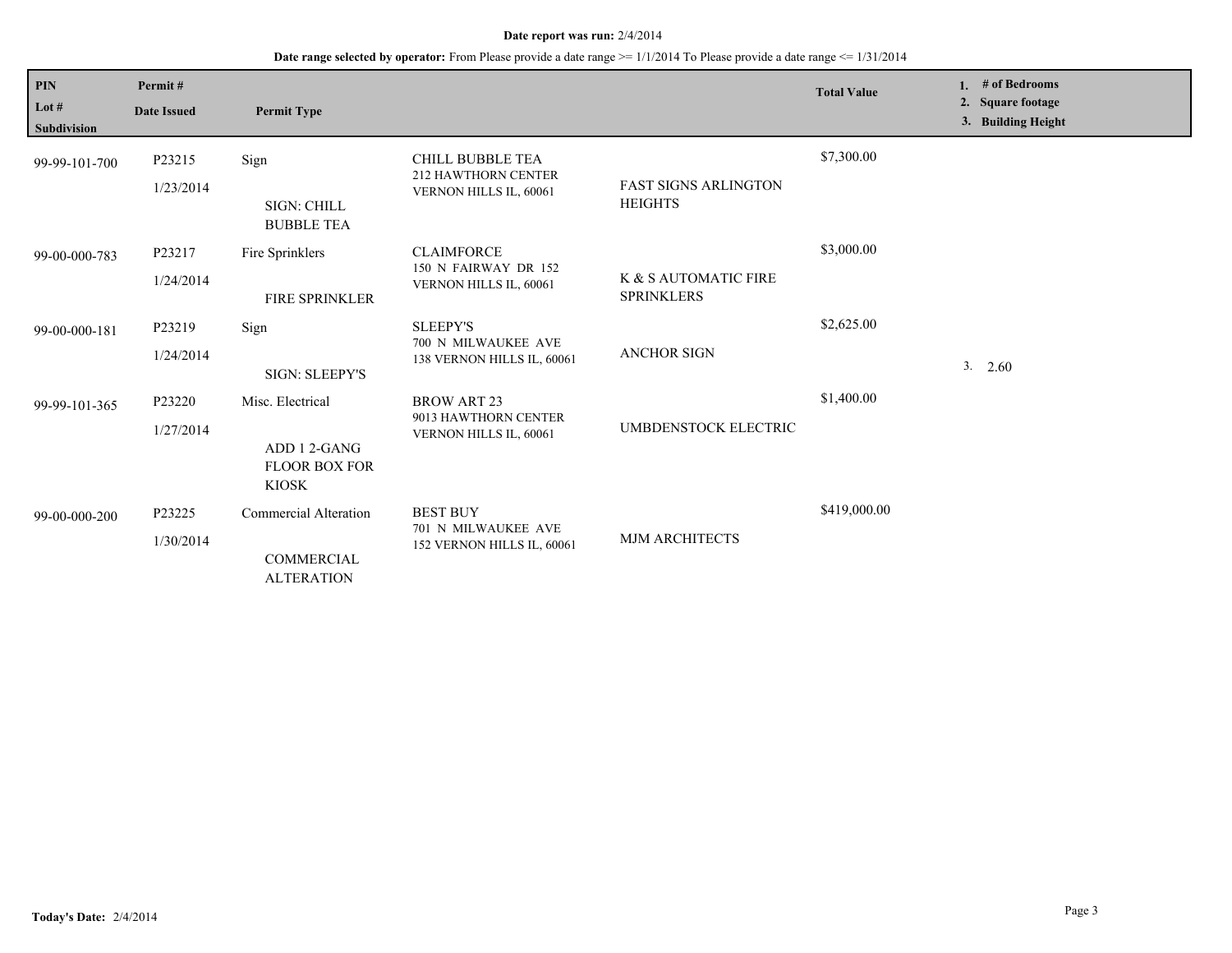**Date report was run:** 2/4/2014

**Date range selected by operator:** From Please provide a date range >= 1/1/2014 To Please provide a date range <= 1/31/2014

| PIN<br>Lot #<br>Subdivision | Permit #<br>Date Issued | Permit Type | | | Total Value | 1. # of Bedrooms<br>2. Square footage<br>3. Building Height |
|---|---|---|---|---|---|---|
| 99-99-101-700 | P23215<br>1/23/2014 | Sign<br>SIGN: CHILL BUBBLE TEA | CHILL BUBBLE TEA<br>212 HAWTHORN CENTER<br>VERNON HILLS IL, 60061 | FAST SIGNS ARLINGTON HEIGHTS | $7,300.00 | |
| 99-00-000-783 | P23217<br>1/24/2014 | Fire Sprinklers<br>FIRE SPRINKLER | CLAIMFORCE<br>150 N FAIRWAY DR 152<br>VERNON HILLS IL, 60061 | K & S AUTOMATIC FIRE SPRINKLERS | $3,000.00 | |
| 99-00-000-181 | P23219<br>1/24/2014 | Sign<br>SIGN: SLEEPY'S | SLEEPY'S<br>700 N MILWAUKEE AVE<br>138 VERNON HILLS IL, 60061 | ANCHOR SIGN | $2,625.00 | 3. 2.60 |
| 99-99-101-365 | P23220<br>1/27/2014 | Misc. Electrical<br>ADD 1 2-GANG FLOOR BOX FOR KIOSK | BROW ART 23<br>9013 HAWTHORN CENTER<br>VERNON HILLS IL, 60061 | UMBDENSTOCK ELECTRIC | $1,400.00 | |
| 99-00-000-200 | P23225<br>1/30/2014 | Commercial Alteration<br>COMMERCIAL ALTERATION | BEST BUY<br>701 N MILWAUKEE AVE<br>152 VERNON HILLS IL, 60061 | MJM ARCHITECTS | $419,000.00 | |

**Today's Date:** 2/4/2014